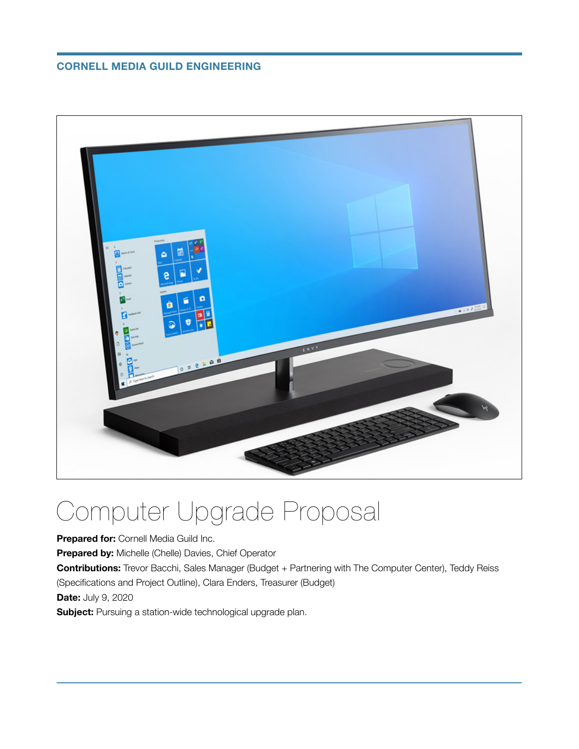**CORNELL MEDIA GUILD ENGINEERING**

# Computer Upgrade Proposal

**Prepared for:** Cornell Media Guild Inc.

**Prepared by:** Michelle (Chelle) Davies, Chief Operator

**Contributions:** Trevor Bacchi, Sales Manager (Budget + Partnering with The Computer Center), Teddy Reiss (Specifications and Project Outline), Clara Enders, Treasurer (Budget)

**Date:** July 9, 2020

**Subject:** Pursuing a station-wide technological upgrade plan.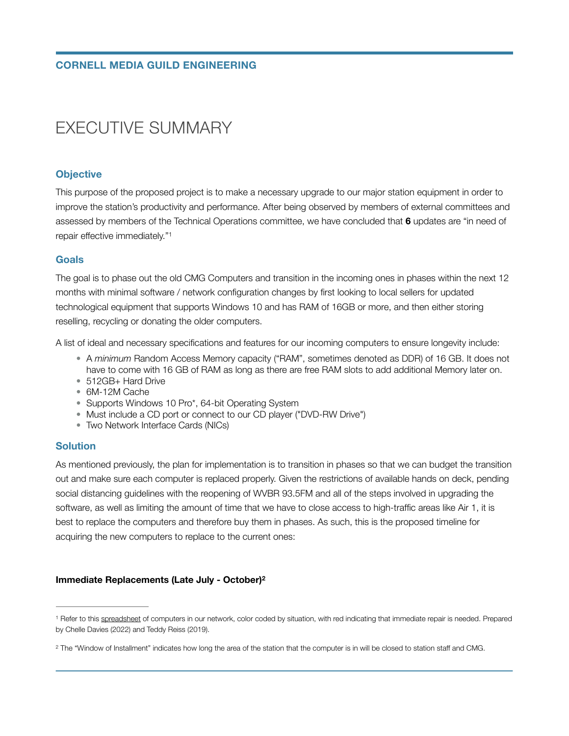**CORNELL MEDIA GUILD ENGINEERING**

# EXECUTIVE SUMMARY

## Objective

This purpose of the proposed project is to make a necessary upgrade to our major station equipment in order to improve the station's productivity and performance. After being observed by members of external committees and assessed by members of the Technical Operations committee, we have concluded that **6** updates are "in need of repair effective immediately."[1]

## Goals

The goal is to phase out the old CMG Computers and transition in the incoming ones in phases within the next 12 months with minimal software / network configuration changes by first looking to local sellers for updated technological equipment that supports Windows 10 and has RAM of 16GB or more, and then either storing reselling, recycling or donating the older computers.

A list of ideal and necessary specifications and features for our incoming computers to ensure longevity include:

- A *minimum* Random Access Memory capacity ("RAM", sometimes denoted as DDR) of 16 GB. It does not have to come with 16 GB of RAM as long as there are free RAM slots to add additional Memory later on.
- 512GB+ Hard Drive
- 6M-12M Cache
- Supports Windows 10 Pro*, 64-bit Operating System
- Must include a CD port or connect to our CD player ("DVD-RW Drive")
- Two Network Interface Cards (NICs)

## Solution

As mentioned previously, the plan for implementation is to transition in phases so that we can budget the transition out and make sure each computer is replaced properly. Given the restrictions of available hands on deck, pending social distancing guidelines with the reopening of WVBR 93.5FM and all of the steps involved in upgrading the software, as well as limiting the amount of time that we have to close access to high-traffic areas like Air 1, it is best to replace the computers and therefore buy them in phases. As such, this is the proposed timeline for acquiring the new computers to replace to the current ones:

**Immediate Replacements (Late July - October)[2]**

---

[1] Refer to this spreadsheet of computers in our network, color coded by situation, with red indicating that immediate repair is needed. Prepared by Chelle Davies (2022) and Teddy Reiss (2019).

[2] The "Window of Installment" indicates how long the area of the station that the computer is in will be closed to station staff and CMG.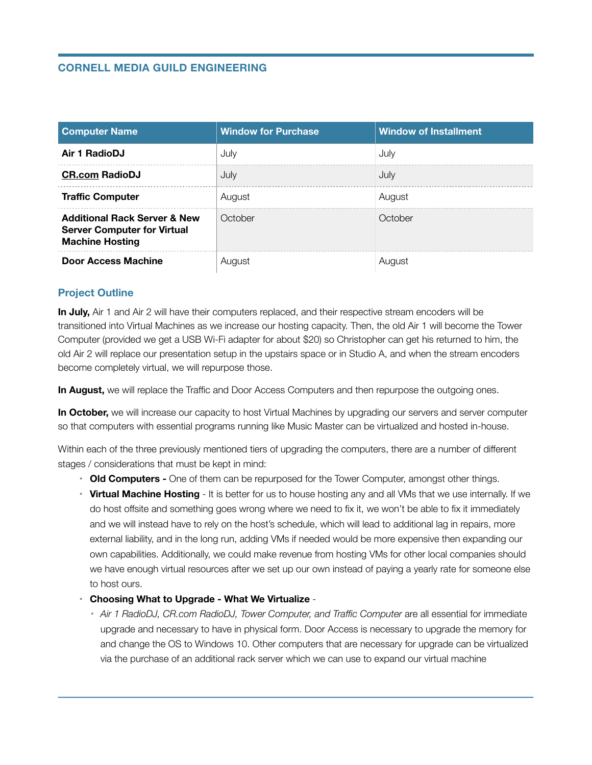## CORNELL MEDIA GUILD ENGINEERING

| Computer Name | Window for Purchase | Window of Installment |
| --- | --- | --- |
| **Air 1 RadioDJ** | July | July |
| **CR.com RadioDJ** | July | July |
| **Traffic Computer** | August | August |
| **Additional Rack Server & New Server Computer for Virtual Machine Hosting** | October | October |
| **Door Access Machine** | August | August |

### Project Outline

**In July,** Air 1 and Air 2 will have their computers replaced, and their respective stream encoders will be transitioned into Virtual Machines as we increase our hosting capacity. Then, the old Air 1 will become the Tower Computer (provided we get a USB Wi-Fi adapter for about $20) so Christopher can get his returned to him, the old Air 2 will replace our presentation setup in the upstairs space or in Studio A, and when the stream encoders become completely virtual, we will repurpose those.

**In August,** we will replace the Traffic and Door Access Computers and then repurpose the outgoing ones.

**In October,** we will increase our capacity to host Virtual Machines by upgrading our servers and server computer so that computers with essential programs running like Music Master can be virtualized and hosted in-house.

Within each of the three previously mentioned tiers of upgrading the computers, there are a number of different stages / considerations that must be kept in mind:

- **Old Computers -** One of them can be repurposed for the Tower Computer, amongst other things.
- **Virtual Machine Hosting** - It is better for us to house hosting any and all VMs that we use internally. If we do host offsite and something goes wrong where we need to fix it, we won't be able to fix it immediately and we will instead have to rely on the host's schedule, which will lead to additional lag in repairs, more external liability, and in the long run, adding VMs if needed would be more expensive then expanding our own capabilities. Additionally, we could make revenue from hosting VMs for other local companies should we have enough virtual resources after we set up our own instead of paying a yearly rate for someone else to host ours.
- **Choosing What to Upgrade - What We Virtualize** -
  - *Air 1 RadioDJ, CR.com RadioDJ, Tower Computer, and Traffic Computer* are all essential for immediate upgrade and necessary to have in physical form. Door Access is necessary to upgrade the memory for and change the OS to Windows 10. Other computers that are necessary for upgrade can be virtualized via the purchase of an additional rack server which we can use to expand our virtual machine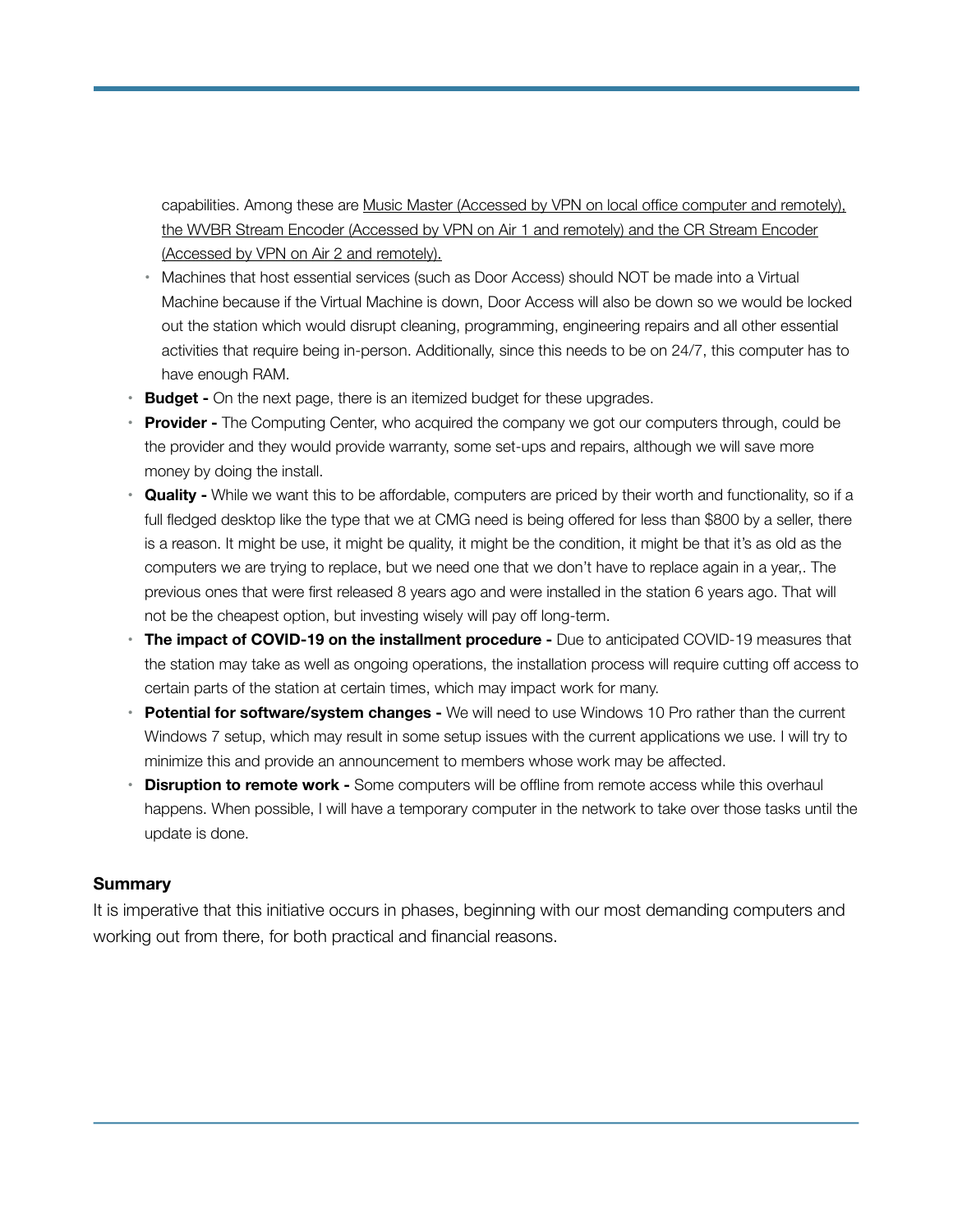capabilities. Among these are <u>Music Master (Accessed by VPN on local office computer and remotely), the WVBR Stream Encoder (Accessed by VPN on Air 1 and remotely) and the CR Stream Encoder (Accessed by VPN on Air 2 and remotely).</u>

  - Machines that host essential services (such as Door Access) should NOT be made into a Virtual Machine because if the Virtual Machine is down, Door Access will also be down so we would be locked out the station which would disrupt cleaning, programming, engineering repairs and all other essential activities that require being in-person. Additionally, since this needs to be on 24/7, this computer has to have enough RAM.

- **Budget -** On the next page, there is an itemized budget for these upgrades.
- **Provider -** The Computing Center, who acquired the company we got our computers through, could be the provider and they would provide warranty, some set-ups and repairs, although we will save more money by doing the install.
- **Quality -** While we want this to be affordable, computers are priced by their worth and functionality, so if a full fledged desktop like the type that we at CMG need is being offered for less than $800 by a seller, there is a reason. It might be use, it might be quality, it might be the condition, it might be that it's as old as the computers we are trying to replace, but we need one that we don't have to replace again in a year,. The previous ones that were first released 8 years ago and were installed in the station 6 years ago. That will not be the cheapest option, but investing wisely will pay off long-term.
- **The impact of COVID-19 on the installment procedure -** Due to anticipated COVID-19 measures that the station may take as well as ongoing operations, the installation process will require cutting off access to certain parts of the station at certain times, which may impact work for many.
- **Potential for software/system changes -** We will need to use Windows 10 Pro rather than the current Windows 7 setup, which may result in some setup issues with the current applications we use. I will try to minimize this and provide an announcement to members whose work may be affected.
- **Disruption to remote work -** Some computers will be offline from remote access while this overhaul happens. When possible, I will have a temporary computer in the network to take over those tasks until the update is done.

**Summary**

It is imperative that this initiative occurs in phases, beginning with our most demanding computers and working out from there, for both practical and financial reasons.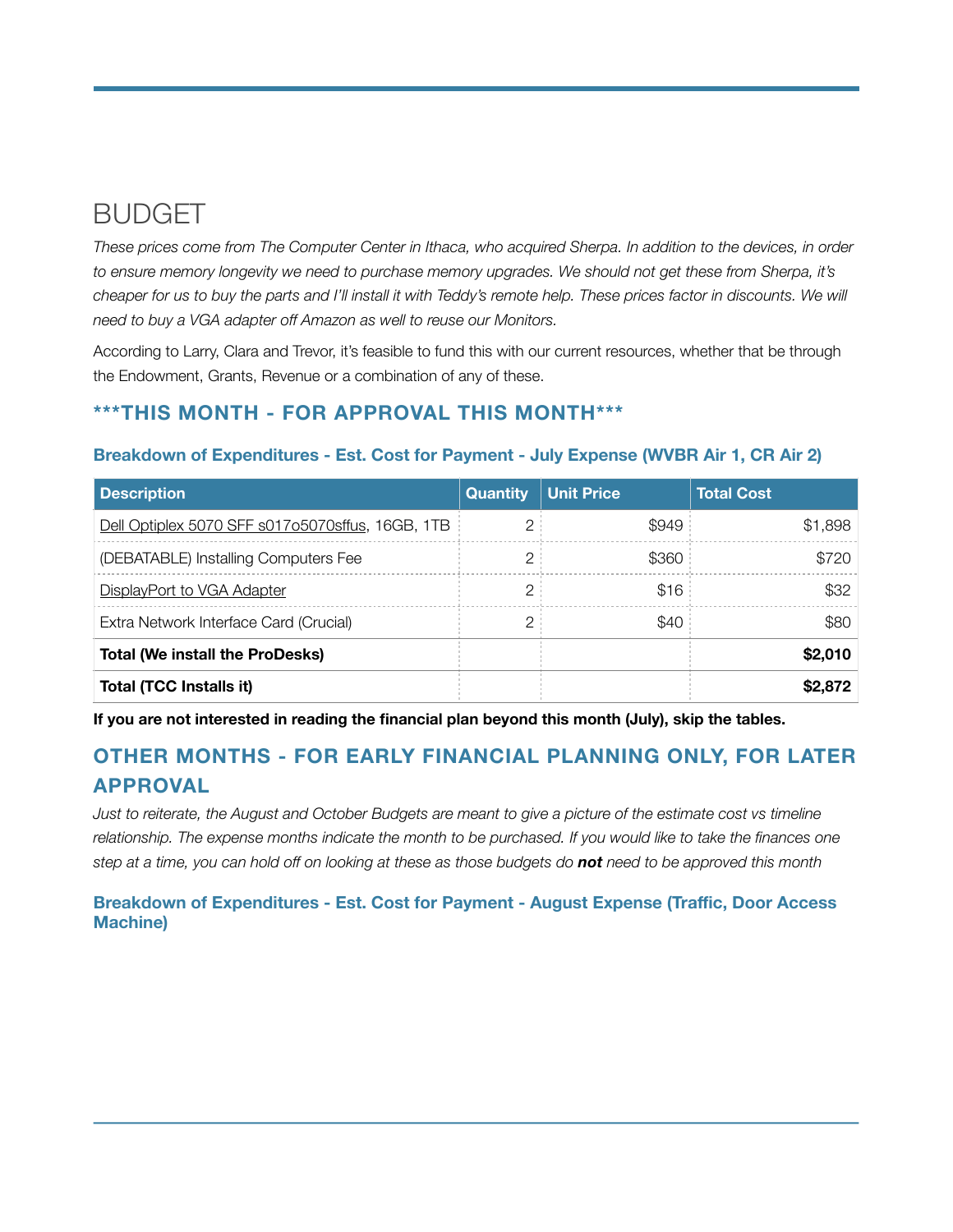# BUDGET

*These prices come from The Computer Center in Ithaca, who acquired Sherpa. In addition to the devices, in order to ensure memory longevity we need to purchase memory upgrades. We should not get these from Sherpa, it's cheaper for us to buy the parts and I'll install it with Teddy's remote help. These prices factor in discounts. We will need to buy a VGA adapter off Amazon as well to reuse our Monitors.*

According to Larry, Clara and Trevor, it's feasible to fund this with our current resources, whether that be through the Endowment, Grants, Revenue or a combination of any of these.

## ***THIS MONTH - FOR APPROVAL THIS MONTH***

### Breakdown of Expenditures - Est. Cost for Payment - July Expense (WVBR Air 1, CR Air 2)

| Description | Quantity | Unit Price | Total Cost |
|---|---|---|---|
| Dell Optiplex 5070 SFF s017o5070sffus, 16GB, 1TB | 2 | $949 | $1,898 |
| (DEBATABLE) Installing Computers Fee | 2 | $360 | $720 |
| DisplayPort to VGA Adapter | 2 | $16 | $32 |
| Extra Network Interface Card (Crucial) | 2 | $40 | $80 |
| **Total (We install the ProDesks)** | | | **$2,010** |
| **Total (TCC Installs it)** | | | **$2,872** |

**If you are not interested in reading the financial plan beyond this month (July), skip the tables.**

## OTHER MONTHS - FOR EARLY FINANCIAL PLANNING ONLY, FOR LATER APPROVAL

*Just to reiterate, the August and October Budgets are meant to give a picture of the estimate cost vs timeline relationship. The expense months indicate the month to be purchased. If you would like to take the finances one step at a time, you can hold off on looking at these as those budgets do **not** need to be approved this month*

### Breakdown of Expenditures - Est. Cost for Payment - August Expense (Traffic, Door Access Machine)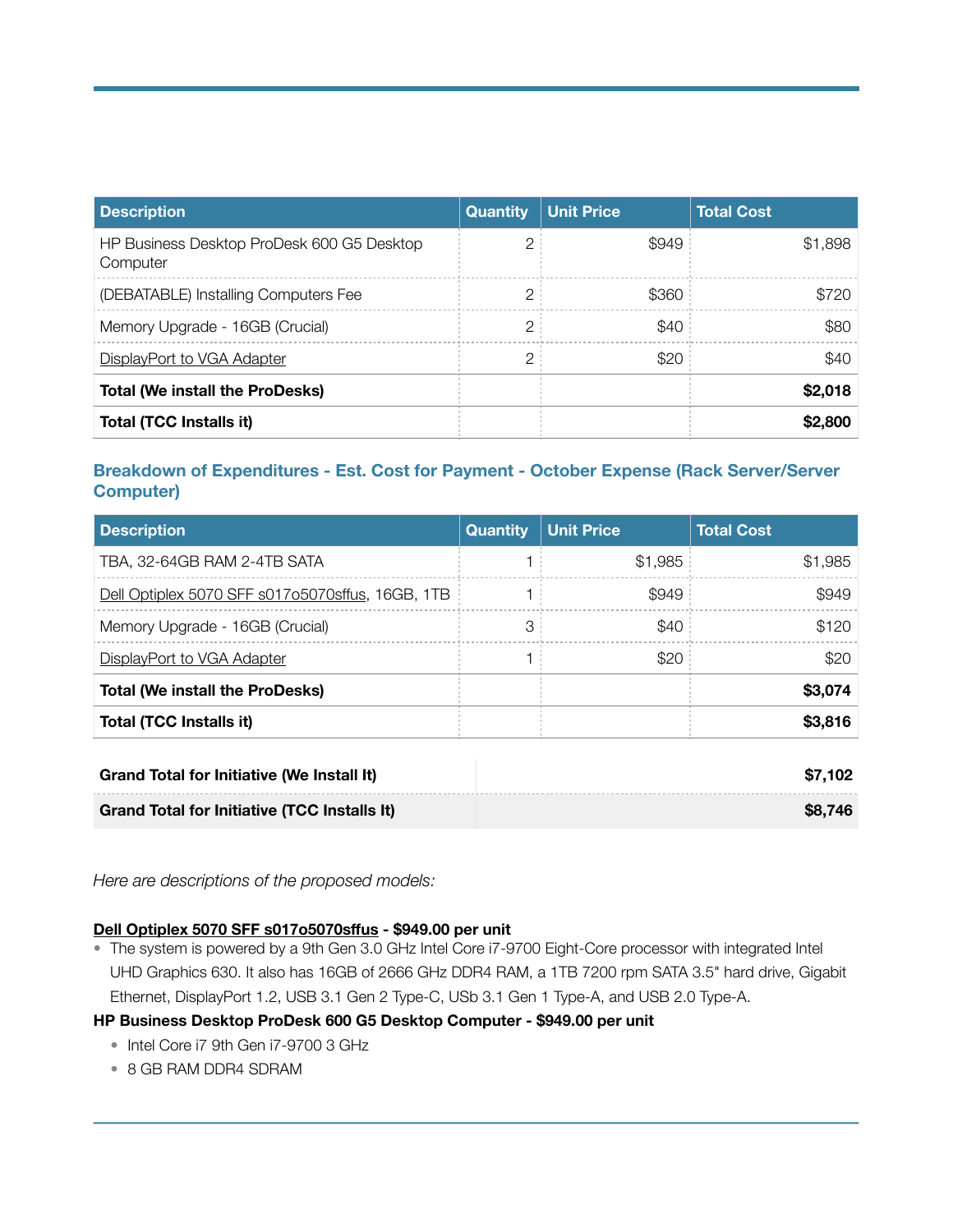| Description | Quantity | Unit Price | Total Cost |
|---|---|---|---|
| HP Business Desktop ProDesk 600 G5 Desktop Computer | 2 | $949 | $1,898 |
| (DEBATABLE) Installing Computers Fee | 2 | $360 | $720 |
| Memory Upgrade - 16GB (Crucial) | 2 | $40 | $80 |
| DisplayPort to VGA Adapter | 2 | $20 | $40 |
| **Total (We install the ProDesks)** | | | **$2,018** |
| **Total (TCC Installs it)** | | | **$2,800** |

### Breakdown of Expenditures - Est. Cost for Payment - October Expense (Rack Server/Server Computer)

| Description | Quantity | Unit Price | Total Cost |
|---|---|---|---|
| TBA, 32-64GB RAM 2-4TB SATA | 1 | $1,985 | $1,985 |
| Dell Optiplex 5070 SFF s017o5070sffus, 16GB, 1TB | 1 | $949 | $949 |
| Memory Upgrade - 16GB (Crucial) | 3 | $40 | $120 |
| DisplayPort to VGA Adapter | 1 | $20 | $20 |
| **Total (We install the ProDesks)** | | | **$3,074** |
| **Total (TCC Installs it)** | | | **$3,816** |

| | |
|---|---|
| **Grand Total for Initiative (We Install It)** | **$7,102** |
| **Grand Total for Initiative (TCC Installs It)** | **$8,746** |

*Here are descriptions of the proposed models:*

**Dell Optiplex 5070 SFF s017o5070sffus - $949.00 per unit**

- The system is powered by a 9th Gen 3.0 GHz Intel Core i7-9700 Eight-Core processor with integrated Intel UHD Graphics 630. It also has 16GB of 2666 GHz DDR4 RAM, a 1TB 7200 rpm SATA 3.5" hard drive, Gigabit Ethernet, DisplayPort 1.2, USB 3.1 Gen 2 Type-C, USb 3.1 Gen 1 Type-A, and USB 2.0 Type-A.

**HP Business Desktop ProDesk 600 G5 Desktop Computer - $949.00 per unit**

- Intel Core i7 9th Gen i7-9700 3 GHz
- 8 GB RAM DDR4 SDRAM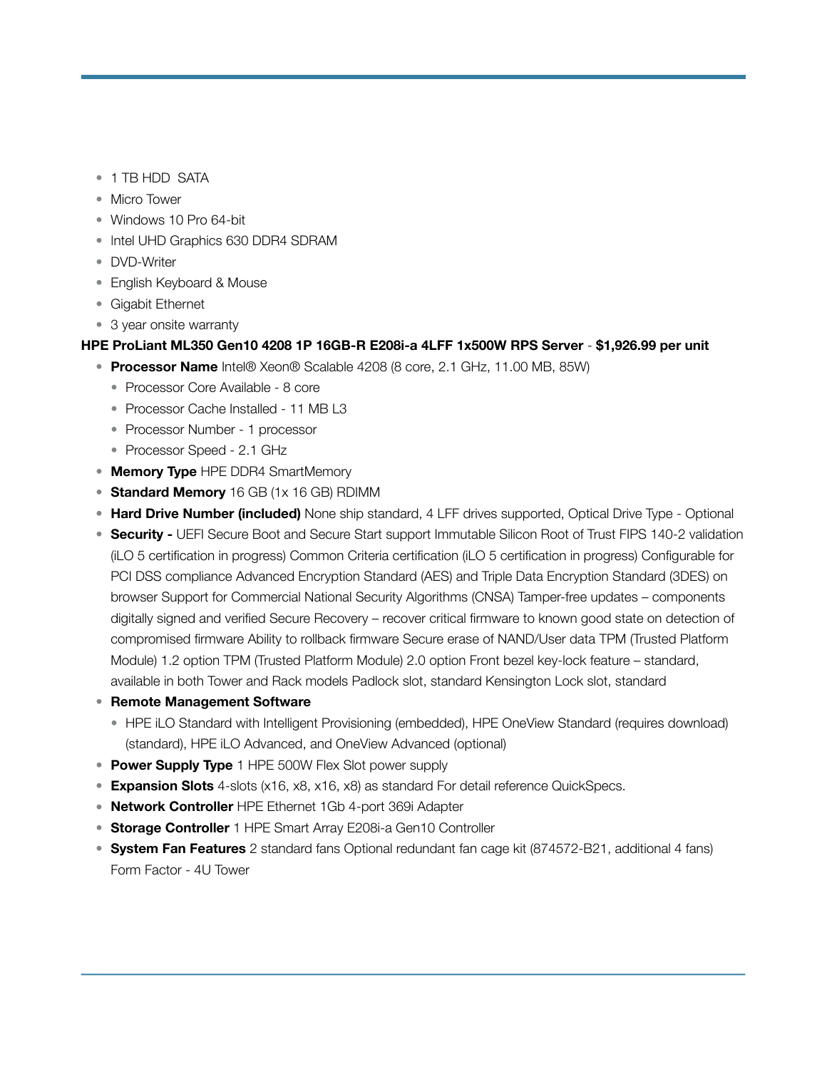- 1 TB HDD  SATA
- Micro Tower
- Windows 10 Pro 64-bit
- Intel UHD Graphics 630 DDR4 SDRAM
- DVD-Writer
- English Keyboard & Mouse
- Gigabit Ethernet
- 3 year onsite warranty

**HPE ProLiant ML350 Gen10 4208 1P 16GB-R E208i-a 4LFF 1x500W RPS Server** - **$1,926.99 per unit**

- **Processor Name** Intel® Xeon® Scalable 4208 (8 core, 2.1 GHz, 11.00 MB, 85W)
  - Processor Core Available - 8 core
  - Processor Cache Installed - 11 MB L3
  - Processor Number - 1 processor
  - Processor Speed - 2.1 GHz
- **Memory Type** HPE DDR4 SmartMemory
- **Standard Memory** 16 GB (1x 16 GB) RDIMM
- **Hard Drive Number (included)** None ship standard, 4 LFF drives supported, Optical Drive Type - Optional
- **Security -** UEFI Secure Boot and Secure Start support Immutable Silicon Root of Trust FIPS 140-2 validation (iLO 5 certification in progress) Common Criteria certification (iLO 5 certification in progress) Configurable for PCI DSS compliance Advanced Encryption Standard (AES) and Triple Data Encryption Standard (3DES) on browser Support for Commercial National Security Algorithms (CNSA) Tamper-free updates – components digitally signed and verified Secure Recovery – recover critical firmware to known good state on detection of compromised firmware Ability to rollback firmware Secure erase of NAND/User data TPM (Trusted Platform Module) 1.2 option TPM (Trusted Platform Module) 2.0 option Front bezel key-lock feature – standard, available in both Tower and Rack models Padlock slot, standard Kensington Lock slot, standard
- **Remote Management Software**
  - HPE iLO Standard with Intelligent Provisioning (embedded), HPE OneView Standard (requires download) (standard), HPE iLO Advanced, and OneView Advanced (optional)
- **Power Supply Type** 1 HPE 500W Flex Slot power supply
- **Expansion Slots** 4-slots (x16, x8, x16, x8) as standard For detail reference QuickSpecs.
- **Network Controller** HPE Ethernet 1Gb 4-port 369i Adapter
- **Storage Controller** 1 HPE Smart Array E208i-a Gen10 Controller
- **System Fan Features** 2 standard fans Optional redundant fan cage kit (874572-B21, additional 4 fans) Form Factor - 4U Tower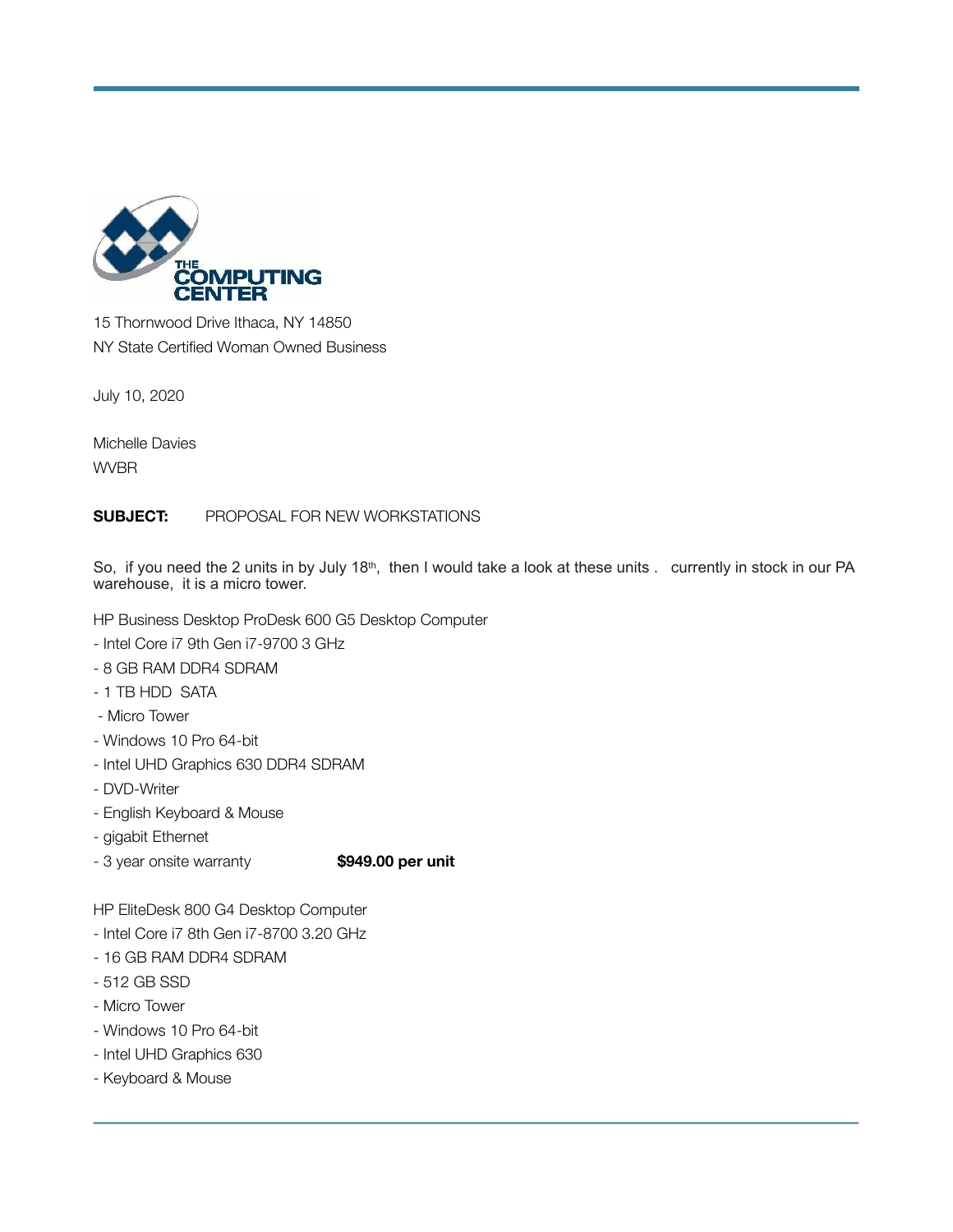THE COMPUTING CENTER

15 Thornwood Drive Ithaca, NY 14850
NY State Certified Woman Owned Business

July 10, 2020

Michelle Davies
WVBR

**SUBJECT:** PROPOSAL FOR NEW WORKSTATIONS

So, if you need the 2 units in by July 18th, then I would take a look at these units . currently in stock in our PA warehouse, it is a micro tower.

HP Business Desktop ProDesk 600 G5 Desktop Computer
- Intel Core i7 9th Gen i7-9700 3 GHz
- 8 GB RAM DDR4 SDRAM
- 1 TB HDD SATA
- Micro Tower
- Windows 10 Pro 64-bit
- Intel UHD Graphics 630 DDR4 SDRAM
- DVD-Writer
- English Keyboard & Mouse
- gigabit Ethernet
- 3 year onsite warranty **$949.00 per unit**

HP EliteDesk 800 G4 Desktop Computer
- Intel Core i7 8th Gen i7-8700 3.20 GHz
- 16 GB RAM DDR4 SDRAM
- 512 GB SSD
- Micro Tower
- Windows 10 Pro 64-bit
- Intel UHD Graphics 630
- Keyboard & Mouse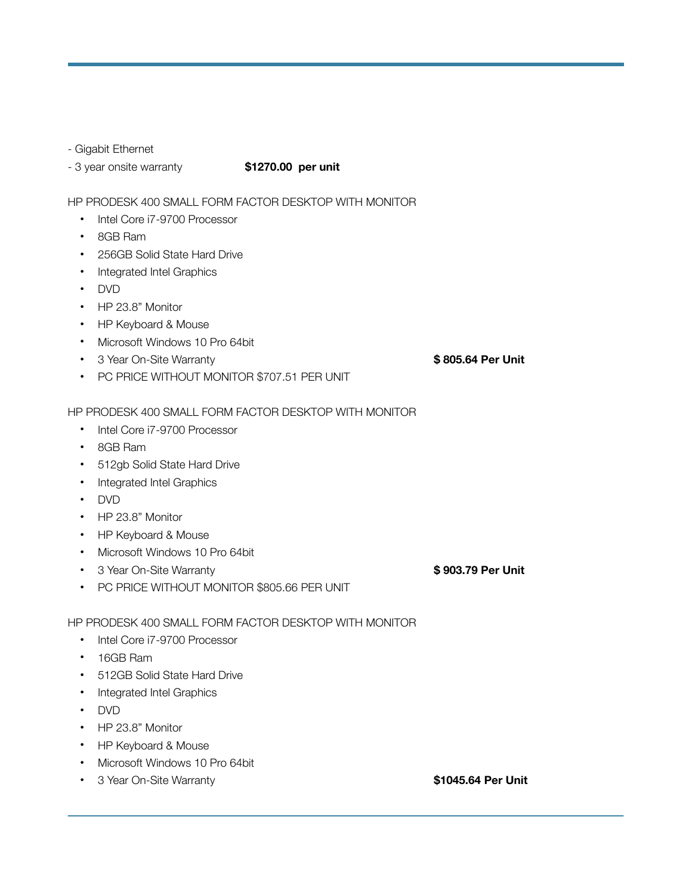- Gigabit Ethernet
- 3 year onsite warranty **$1270.00 per unit**

HP PRODESK 400 SMALL FORM FACTOR DESKTOP WITH MONITOR

- Intel Core i7-9700 Processor
- 8GB Ram
- 256GB Solid State Hard Drive
- Integrated Intel Graphics
- DVD
- HP 23.8” Monitor
- HP Keyboard & Mouse
- Microsoft Windows 10 Pro 64bit
- 3 Year On-Site Warranty **$ 805.64 Per Unit**
- PC PRICE WITHOUT MONITOR $707.51 PER UNIT

HP PRODESK 400 SMALL FORM FACTOR DESKTOP WITH MONITOR

- Intel Core i7-9700 Processor
- 8GB Ram
- 512gb Solid State Hard Drive
- Integrated Intel Graphics
- DVD
- HP 23.8” Monitor
- HP Keyboard & Mouse
- Microsoft Windows 10 Pro 64bit
- 3 Year On-Site Warranty **$ 903.79 Per Unit**
- PC PRICE WITHOUT MONITOR $805.66 PER UNIT

HP PRODESK 400 SMALL FORM FACTOR DESKTOP WITH MONITOR

- Intel Core i7-9700 Processor
- 16GB Ram
- 512GB Solid State Hard Drive
- Integrated Intel Graphics
- DVD
- HP 23.8” Monitor
- HP Keyboard & Mouse
- Microsoft Windows 10 Pro 64bit
- 3 Year On-Site Warranty **$1045.64 Per Unit**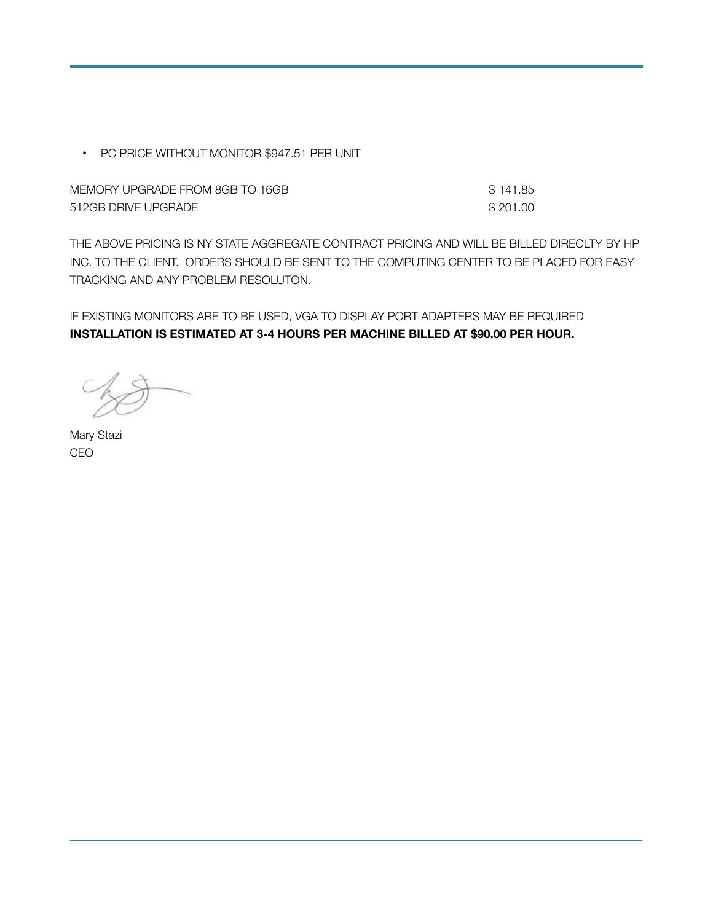- PC PRICE WITHOUT MONITOR $947.51 PER UNIT

| | |
|---|---|
| MEMORY UPGRADE FROM 8GB TO 16GB | $ 141.85 |
| 512GB DRIVE UPGRADE | $ 201.00 |

THE ABOVE PRICING IS NY STATE AGGREGATE CONTRACT PRICING AND WILL BE BILLED DIRECLTY BY HP INC. TO THE CLIENT. ORDERS SHOULD BE SENT TO THE COMPUTING CENTER TO BE PLACED FOR EASY TRACKING AND ANY PROBLEM RESOLUTON.

IF EXISTING MONITORS ARE TO BE USED, VGA TO DISPLAY PORT ADAPTERS MAY BE REQUIRED
**INSTALLATION IS ESTIMATED AT 3-4 HOURS PER MACHINE BILLED AT $90.00 PER HOUR.**

Mary Stazi
CEO